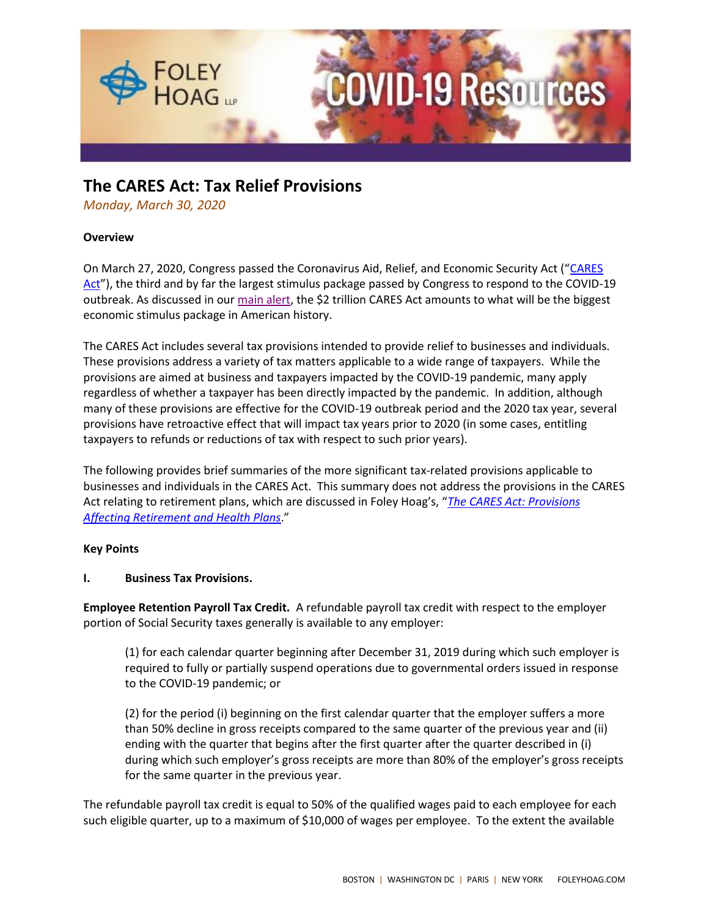# The CARES Act: Tax Relief Provisions

*Monday, March 30, 2020*

**Overview**

On March 27, 2020, Congress passed the Coronavirus Aid, Relief, and Economic Security Act ("CARES Act"), the third and by far the largest stimulus package passed by Congress to respond to the COVID-19 outbreak. As discussed in our main alert, the $2 trillion CARES Act amounts to what will be the biggest economic stimulus package in American history.

The CARES Act includes several tax provisions intended to provide relief to businesses and individuals. These provisions address a variety of tax matters applicable to a wide range of taxpayers. While the provisions are aimed at business and taxpayers impacted by the COVID-19 pandemic, many apply regardless of whether a taxpayer has been directly impacted by the pandemic. In addition, although many of these provisions are effective for the COVID-19 outbreak period and the 2020 tax year, several provisions have retroactive effect that will impact tax years prior to 2020 (in some cases, entitling taxpayers to refunds or reductions of tax with respect to such prior years).

The following provides brief summaries of the more significant tax-related provisions applicable to businesses and individuals in the CARES Act. This summary does not address the provisions in the CARES Act relating to retirement plans, which are discussed in Foley Hoag's, "*The CARES Act: Provisions Affecting Retirement and Health Plans*."

**Key Points**

**I. Business Tax Provisions.**

**Employee Retention Payroll Tax Credit.** A refundable payroll tax credit with respect to the employer portion of Social Security taxes generally is available to any employer:

> (1) for each calendar quarter beginning after December 31, 2019 during which such employer is required to fully or partially suspend operations due to governmental orders issued in response to the COVID-19 pandemic; or
>
> (2) for the period (i) beginning on the first calendar quarter that the employer suffers a more than 50% decline in gross receipts compared to the same quarter of the previous year and (ii) ending with the quarter that begins after the first quarter after the quarter described in (i) during which such employer's gross receipts are more than 80% of the employer's gross receipts for the same quarter in the previous year.

The refundable payroll tax credit is equal to 50% of the qualified wages paid to each employee for each such eligible quarter, up to a maximum of $10,000 of wages per employee. To the extent the available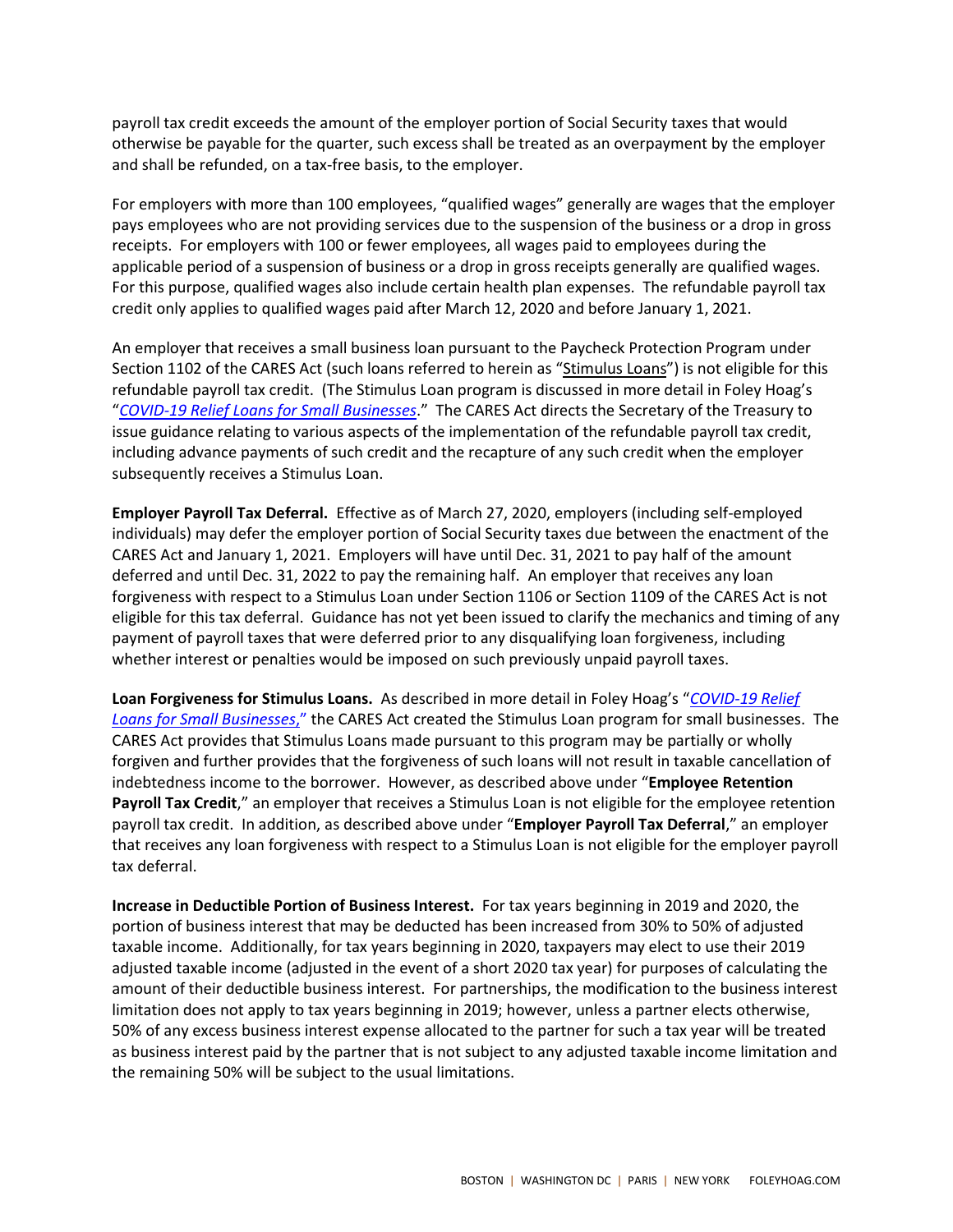payroll tax credit exceeds the amount of the employer portion of Social Security taxes that would otherwise be payable for the quarter, such excess shall be treated as an overpayment by the employer and shall be refunded, on a tax-free basis, to the employer.

For employers with more than 100 employees, "qualified wages" generally are wages that the employer pays employees who are not providing services due to the suspension of the business or a drop in gross receipts. For employers with 100 or fewer employees, all wages paid to employees during the applicable period of a suspension of business or a drop in gross receipts generally are qualified wages. For this purpose, qualified wages also include certain health plan expenses. The refundable payroll tax credit only applies to qualified wages paid after March 12, 2020 and before January 1, 2021.

An employer that receives a small business loan pursuant to the Paycheck Protection Program under Section 1102 of the CARES Act (such loans referred to herein as "Stimulus Loans") is not eligible for this refundable payroll tax credit. (The Stimulus Loan program is discussed in more detail in Foley Hoag's "*COVID-19 Relief Loans for Small Businesses*." The CARES Act directs the Secretary of the Treasury to issue guidance relating to various aspects of the implementation of the refundable payroll tax credit, including advance payments of such credit and the recapture of any such credit when the employer subsequently receives a Stimulus Loan.

**Employer Payroll Tax Deferral.** Effective as of March 27, 2020, employers (including self-employed individuals) may defer the employer portion of Social Security taxes due between the enactment of the CARES Act and January 1, 2021. Employers will have until Dec. 31, 2021 to pay half of the amount deferred and until Dec. 31, 2022 to pay the remaining half. An employer that receives any loan forgiveness with respect to a Stimulus Loan under Section 1106 or Section 1109 of the CARES Act is not eligible for this tax deferral. Guidance has not yet been issued to clarify the mechanics and timing of any payment of payroll taxes that were deferred prior to any disqualifying loan forgiveness, including whether interest or penalties would be imposed on such previously unpaid payroll taxes.

**Loan Forgiveness for Stimulus Loans.** As described in more detail in Foley Hoag's "*COVID-19 Relief Loans for Small Businesses*," the CARES Act created the Stimulus Loan program for small businesses. The CARES Act provides that Stimulus Loans made pursuant to this program may be partially or wholly forgiven and further provides that the forgiveness of such loans will not result in taxable cancellation of indebtedness income to the borrower. However, as described above under "**Employee Retention Payroll Tax Credit**," an employer that receives a Stimulus Loan is not eligible for the employee retention payroll tax credit. In addition, as described above under "**Employer Payroll Tax Deferral**," an employer that receives any loan forgiveness with respect to a Stimulus Loan is not eligible for the employer payroll tax deferral.

**Increase in Deductible Portion of Business Interest.** For tax years beginning in 2019 and 2020, the portion of business interest that may be deducted has been increased from 30% to 50% of adjusted taxable income. Additionally, for tax years beginning in 2020, taxpayers may elect to use their 2019 adjusted taxable income (adjusted in the event of a short 2020 tax year) for purposes of calculating the amount of their deductible business interest. For partnerships, the modification to the business interest limitation does not apply to tax years beginning in 2019; however, unless a partner elects otherwise, 50% of any excess business interest expense allocated to the partner for such a tax year will be treated as business interest paid by the partner that is not subject to any adjusted taxable income limitation and the remaining 50% will be subject to the usual limitations.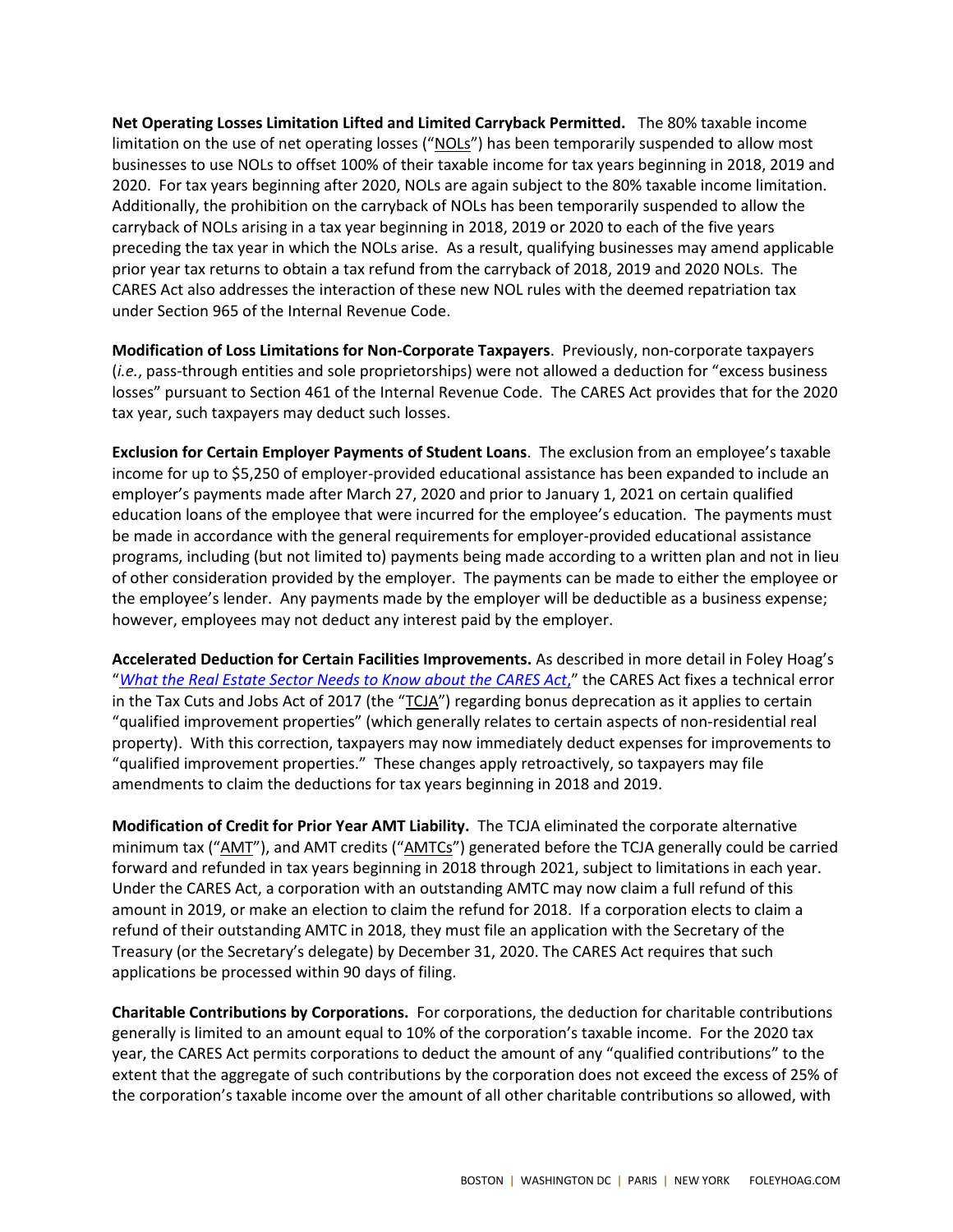**Net Operating Losses Limitation Lifted and Limited Carryback Permitted.** The 80% taxable income limitation on the use of net operating losses ("NOLs") has been temporarily suspended to allow most businesses to use NOLs to offset 100% of their taxable income for tax years beginning in 2018, 2019 and 2020. For tax years beginning after 2020, NOLs are again subject to the 80% taxable income limitation. Additionally, the prohibition on the carryback of NOLs has been temporarily suspended to allow the carryback of NOLs arising in a tax year beginning in 2018, 2019 or 2020 to each of the five years preceding the tax year in which the NOLs arise. As a result, qualifying businesses may amend applicable prior year tax returns to obtain a tax refund from the carryback of 2018, 2019 and 2020 NOLs. The CARES Act also addresses the interaction of these new NOL rules with the deemed repatriation tax under Section 965 of the Internal Revenue Code.

**Modification of Loss Limitations for Non-Corporate Taxpayers**. Previously, non-corporate taxpayers (*i.e.*, pass-through entities and sole proprietorships) were not allowed a deduction for "excess business losses" pursuant to Section 461 of the Internal Revenue Code. The CARES Act provides that for the 2020 tax year, such taxpayers may deduct such losses.

**Exclusion for Certain Employer Payments of Student Loans**. The exclusion from an employee's taxable income for up to $5,250 of employer-provided educational assistance has been expanded to include an employer's payments made after March 27, 2020 and prior to January 1, 2021 on certain qualified education loans of the employee that were incurred for the employee's education. The payments must be made in accordance with the general requirements for employer-provided educational assistance programs, including (but not limited to) payments being made according to a written plan and not in lieu of other consideration provided by the employer. The payments can be made to either the employee or the employee's lender. Any payments made by the employer will be deductible as a business expense; however, employees may not deduct any interest paid by the employer.

**Accelerated Deduction for Certain Facilities Improvements.** As described in more detail in Foley Hoag's "*What the Real Estate Sector Needs to Know about the CARES Act*," the CARES Act fixes a technical error in the Tax Cuts and Jobs Act of 2017 (the "TCJA") regarding bonus deprecation as it applies to certain "qualified improvement properties" (which generally relates to certain aspects of non-residential real property). With this correction, taxpayers may now immediately deduct expenses for improvements to "qualified improvement properties." These changes apply retroactively, so taxpayers may file amendments to claim the deductions for tax years beginning in 2018 and 2019.

**Modification of Credit for Prior Year AMT Liability.** The TCJA eliminated the corporate alternative minimum tax ("AMT"), and AMT credits ("AMTCs") generated before the TCJA generally could be carried forward and refunded in tax years beginning in 2018 through 2021, subject to limitations in each year. Under the CARES Act, a corporation with an outstanding AMTC may now claim a full refund of this amount in 2019, or make an election to claim the refund for 2018. If a corporation elects to claim a refund of their outstanding AMTC in 2018, they must file an application with the Secretary of the Treasury (or the Secretary's delegate) by December 31, 2020. The CARES Act requires that such applications be processed within 90 days of filing.

**Charitable Contributions by Corporations.** For corporations, the deduction for charitable contributions generally is limited to an amount equal to 10% of the corporation's taxable income. For the 2020 tax year, the CARES Act permits corporations to deduct the amount of any "qualified contributions" to the extent that the aggregate of such contributions by the corporation does not exceed the excess of 25% of the corporation's taxable income over the amount of all other charitable contributions so allowed, with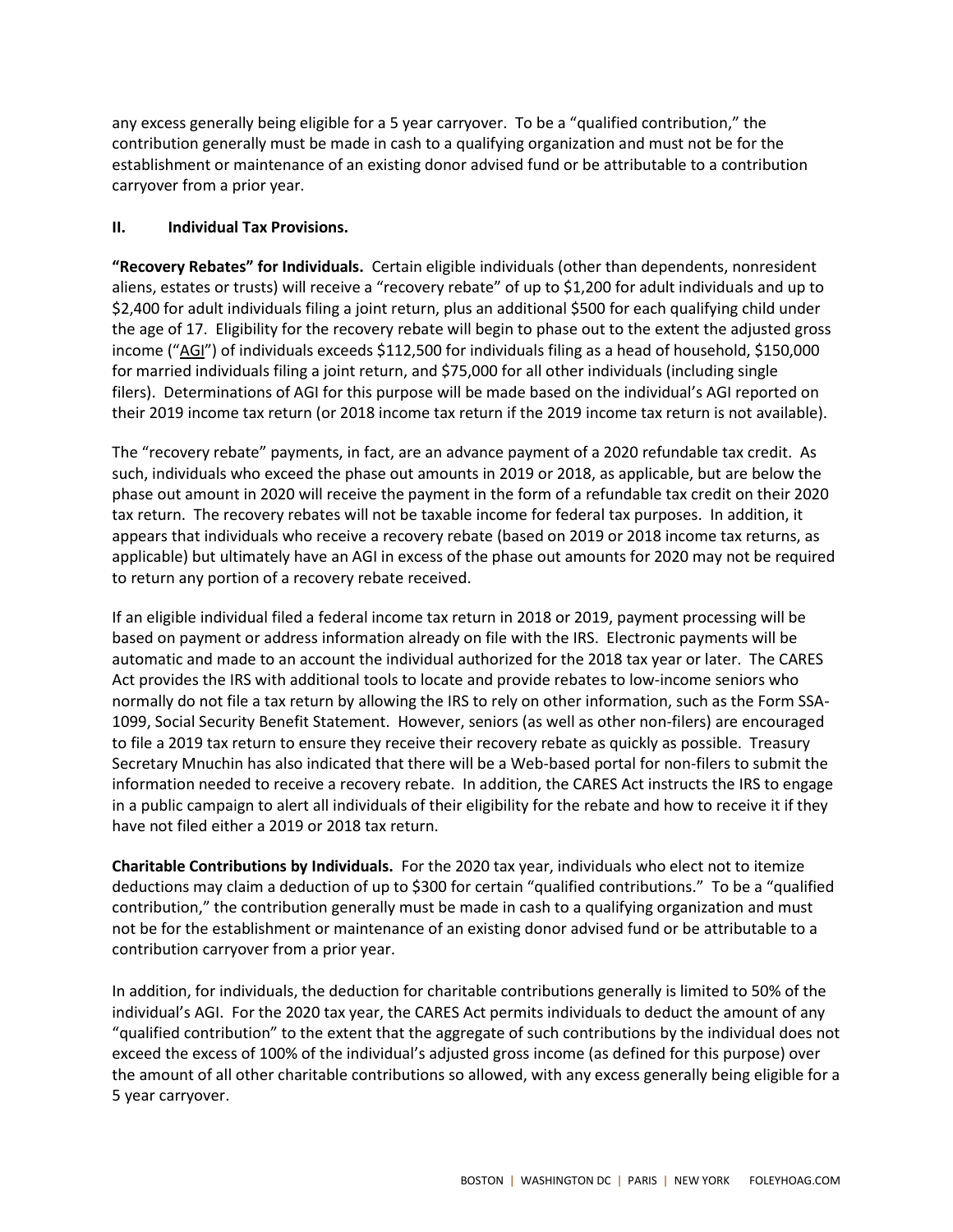any excess generally being eligible for a 5 year carryover. To be a "qualified contribution," the contribution generally must be made in cash to a qualifying organization and must not be for the establishment or maintenance of an existing donor advised fund or be attributable to a contribution carryover from a prior year.

## II. Individual Tax Provisions.

**"Recovery Rebates" for Individuals.** Certain eligible individuals (other than dependents, nonresident aliens, estates or trusts) will receive a "recovery rebate" of up to $1,200 for adult individuals and up to $2,400 for adult individuals filing a joint return, plus an additional $500 for each qualifying child under the age of 17. Eligibility for the recovery rebate will begin to phase out to the extent the adjusted gross income ("AGI") of individuals exceeds $112,500 for individuals filing as a head of household, $150,000 for married individuals filing a joint return, and $75,000 for all other individuals (including single filers). Determinations of AGI for this purpose will be made based on the individual's AGI reported on their 2019 income tax return (or 2018 income tax return if the 2019 income tax return is not available).

The "recovery rebate" payments, in fact, are an advance payment of a 2020 refundable tax credit. As such, individuals who exceed the phase out amounts in 2019 or 2018, as applicable, but are below the phase out amount in 2020 will receive the payment in the form of a refundable tax credit on their 2020 tax return. The recovery rebates will not be taxable income for federal tax purposes. In addition, it appears that individuals who receive a recovery rebate (based on 2019 or 2018 income tax returns, as applicable) but ultimately have an AGI in excess of the phase out amounts for 2020 may not be required to return any portion of a recovery rebate received.

If an eligible individual filed a federal income tax return in 2018 or 2019, payment processing will be based on payment or address information already on file with the IRS. Electronic payments will be automatic and made to an account the individual authorized for the 2018 tax year or later. The CARES Act provides the IRS with additional tools to locate and provide rebates to low-income seniors who normally do not file a tax return by allowing the IRS to rely on other information, such as the Form SSA-1099, Social Security Benefit Statement. However, seniors (as well as other non-filers) are encouraged to file a 2019 tax return to ensure they receive their recovery rebate as quickly as possible. Treasury Secretary Mnuchin has also indicated that there will be a Web-based portal for non-filers to submit the information needed to receive a recovery rebate. In addition, the CARES Act instructs the IRS to engage in a public campaign to alert all individuals of their eligibility for the rebate and how to receive it if they have not filed either a 2019 or 2018 tax return.

**Charitable Contributions by Individuals.** For the 2020 tax year, individuals who elect not to itemize deductions may claim a deduction of up to $300 for certain "qualified contributions." To be a "qualified contribution," the contribution generally must be made in cash to a qualifying organization and must not be for the establishment or maintenance of an existing donor advised fund or be attributable to a contribution carryover from a prior year.

In addition, for individuals, the deduction for charitable contributions generally is limited to 50% of the individual's AGI. For the 2020 tax year, the CARES Act permits individuals to deduct the amount of any "qualified contribution" to the extent that the aggregate of such contributions by the individual does not exceed the excess of 100% of the individual's adjusted gross income (as defined for this purpose) over the amount of all other charitable contributions so allowed, with any excess generally being eligible for a 5 year carryover.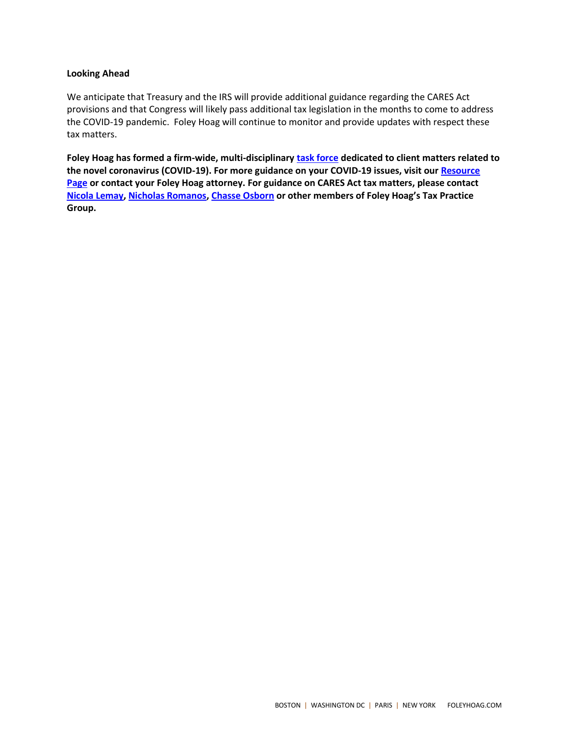**Looking Ahead**

We anticipate that Treasury and the IRS will provide additional guidance regarding the CARES Act provisions and that Congress will likely pass additional tax legislation in the months to come to address the COVID-19 pandemic.  Foley Hoag will continue to monitor and provide updates with respect these tax matters.

**Foley Hoag has formed a firm-wide, multi-disciplinary task force dedicated to client matters related to the novel coronavirus (COVID-19). For more guidance on your COVID-19 issues, visit our Resource Page or contact your Foley Hoag attorney. For guidance on CARES Act tax matters, please contact Nicola Lemay, Nicholas Romanos, Chasse Osborn or other members of Foley Hoag's Tax Practice Group.**